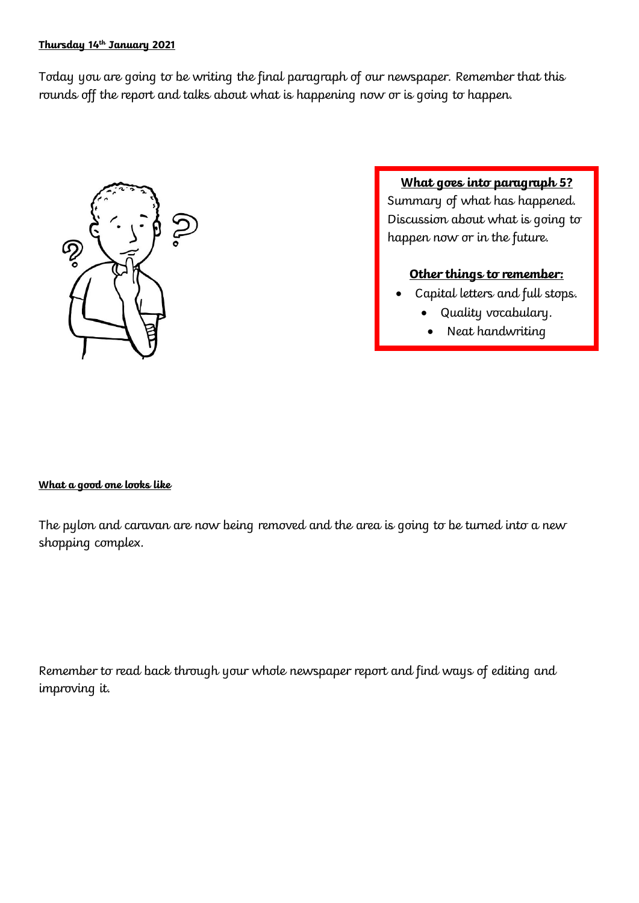**Thursday 14th January 2021**

Today you are going to be writing the final paragraph of our newspaper. Remember that this rounds off the report and talks about what is happening now or is going to happen.

**What goes into paragraph 5?**

Summary of what has happened. Discussion about what is going to happen now or in the future.

**Other things to remember:**

- Capital letters and full stops.
- Quality vocabulary.
- Neat handwriting

**What a good one looks like**

The pylon and caravan are now being removed and the area is going to be turned into a new shopping complex.

Remember to read back through your whole newspaper report and find ways of editing and improving it.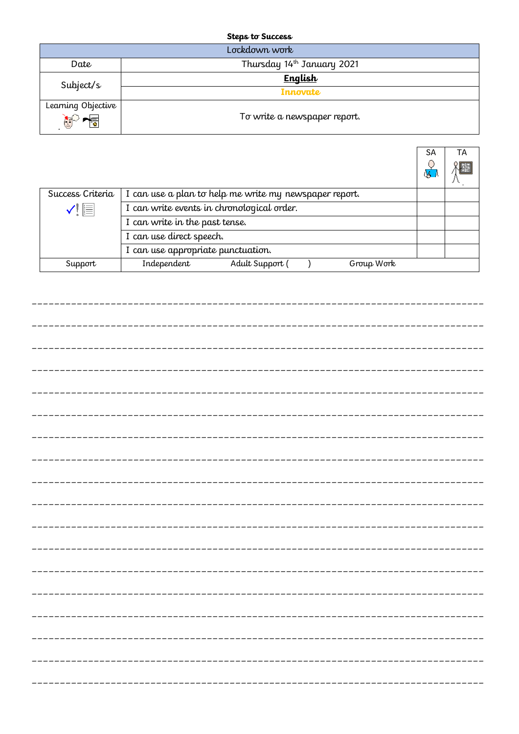**Steps to Success**

| Lockdown work | |
| --- | --- |
| Date | Thursday 14th January 2021 |
| Subject/s | **English** |
| | **Innovate** |
| Learning Objective | To write a newspaper report. |

| | | SA | TA |
| --- | --- | --- | --- |
| Success Criteria | I can use a plan to help me write my newspaper report. | | |
| | I can write events in chronological order. | | |
| | I can write in the past tense. | | |
| | I can use direct speech. | | |
| | I can use appropriate punctuation. | | |
| Support | Independent Adult Support ( ) Group Work | | |